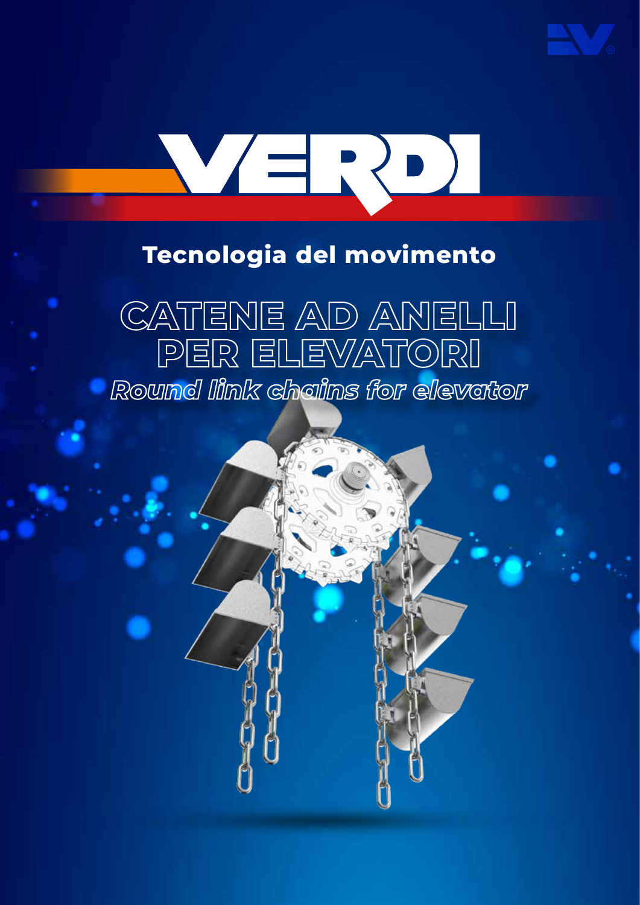# VERDI

## Tecnologia del movimento

# CATENE AD ANELLI PER ELEVATORI

***Round link chains for elevator***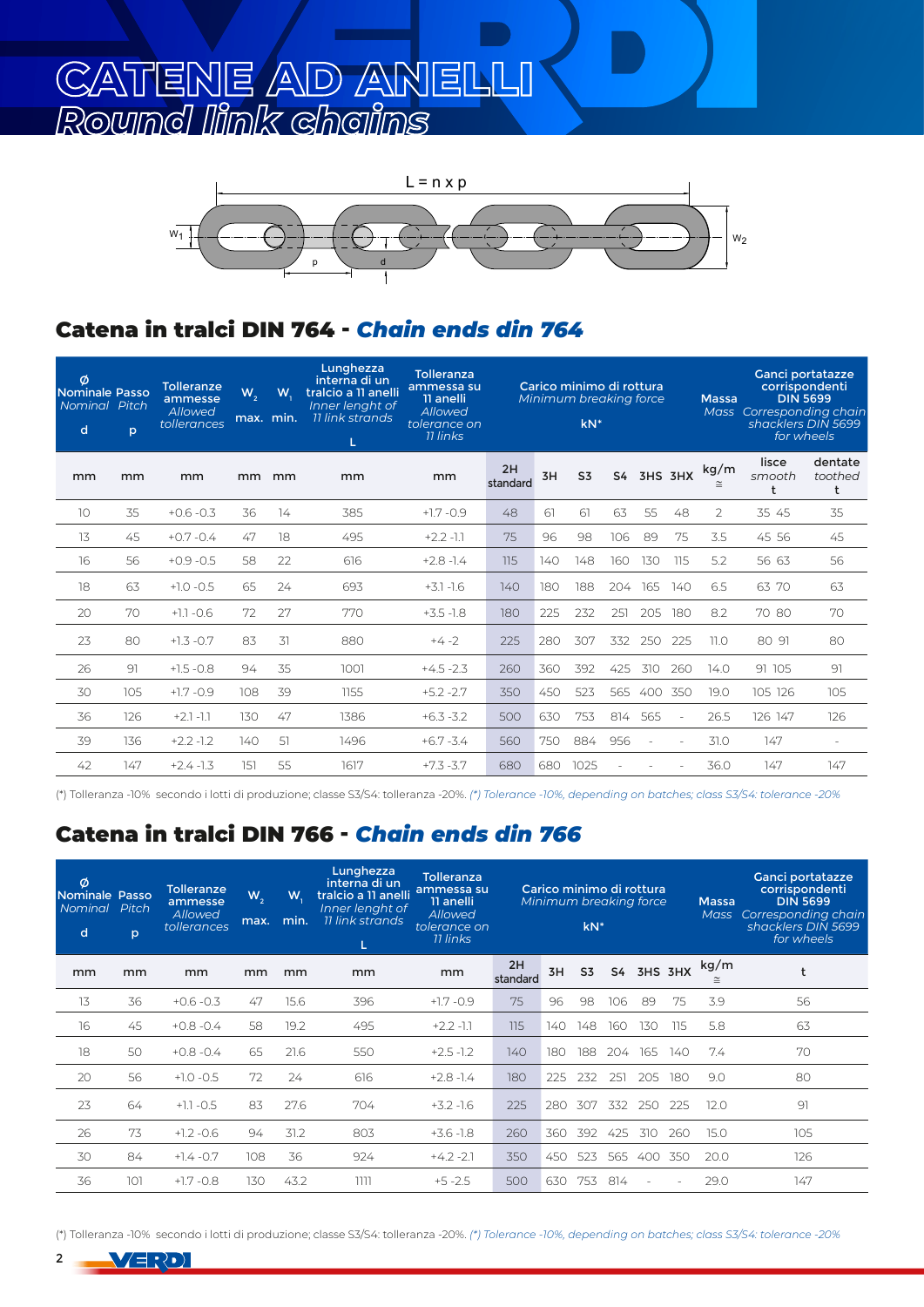# CATENE AD ANELLI
## *Round link chains*

L = n x p

## Catena in tralci DIN 764 - *Chain ends din 764*

| Ø Nominale *Nominal* d | Passo *Pitch* p | Tolleranze ammesse *Allowed tolerances* | $W_2$ max. | $W_1$ min. | Lunghezza interna di un tralcio a 11 anelli *Inner lenght of 11 link strands* L | Tolleranza ammessa su 11 anelli *Allowed tolerance on 11 links* | Carico minimo di rottura *Minimum breaking force* kN* | | | | | | Massa *Mass* | Ganci portatazze corrispondenti DIN 5699 *Corresponding chain shacklers DIN 5699 for wheels* | |
|---|---|---|---|---|---|---|---|---|---|---|---|---|---|---|---|
| mm | mm | mm | mm | mm | mm | mm | 2H standard | 3H | S3 | S4 | 3HS | 3HX | kg/m ≅ | lisce *smooth* t | dentate *toothed* t |
| 10 | 35 | +0.6 -0.3 | 36 | 14 | 385 | +1.7 -0.9 | 48 | 61 | 61 | 63 | 55 | 48 | 2 | 35 45 | 35 |
| 13 | 45 | +0.7 -0.4 | 47 | 18 | 495 | +2.2 -1.1 | 75 | 96 | 98 | 106 | 89 | 75 | 3.5 | 45 56 | 45 |
| 16 | 56 | +0.9 -0.5 | 58 | 22 | 616 | +2.8 -1.4 | 115 | 140 | 148 | 160 | 130 | 115 | 5.2 | 56 63 | 56 |
| 18 | 63 | +1.0 -0.5 | 65 | 24 | 693 | +3.1 -1.6 | 140 | 180 | 188 | 204 | 165 | 140 | 6.5 | 63 70 | 63 |
| 20 | 70 | +1.1 -0.6 | 72 | 27 | 770 | +3.5 -1.8 | 180 | 225 | 232 | 251 | 205 | 180 | 8.2 | 70 80 | 70 |
| 23 | 80 | +1.3 -0.7 | 83 | 31 | 880 | +4 -2 | 225 | 280 | 307 | 332 | 250 | 225 | 11.0 | 80 91 | 80 |
| 26 | 91 | +1.5 -0.8 | 94 | 35 | 1001 | +4.5 -2.3 | 260 | 360 | 392 | 425 | 310 | 260 | 14.0 | 91 105 | 91 |
| 30 | 105 | +1.7 -0.9 | 108 | 39 | 1155 | +5.2 -2.7 | 350 | 450 | 523 | 565 | 400 | 350 | 19.0 | 105 126 | 105 |
| 36 | 126 | +2.1 -1.1 | 130 | 47 | 1386 | +6.3 -3.2 | 500 | 630 | 753 | 814 | 565 | - | 26.5 | 126 147 | 126 |
| 39 | 136 | +2.2 -1.2 | 140 | 51 | 1496 | +6.7 -3.4 | 560 | 750 | 884 | 956 | - | - | 31.0 | 147 | - |
| 42 | 147 | +2.4 -1.3 | 151 | 55 | 1617 | +7.3 -3.7 | 680 | 680 | 1025 | - | - | - | 36.0 | 147 | 147 |

(*) Tolleranza -10% secondo i lotti di produzione; classe S3/S4: tolleranza -20%. *(*) Tolerance -10%, depending on batches; class S3/S4: tolerance -20%*

## Catena in tralci DIN 766 - *Chain ends din 766*

| Ø Nominale *Nominal* d | Passo *Pitch* p | Tolleranze ammesse *Allowed tolerances* | $W_2$ max. | $W_1$ min. | Lunghezza interna di un tralcio a 11 anelli *Inner lenght of 11 link strands* L | Tolleranza ammessa su 11 anelli *Allowed tolerance on 11 links* | Carico minimo di rottura *Minimum breaking force* kN* | | | | | | Massa *Mass* | Ganci portatazze corrispondenti DIN 5699 *Corresponding chain shacklers DIN 5699 for wheels* |
|---|---|---|---|---|---|---|---|---|---|---|---|---|---|---|
| mm | mm | mm | mm | mm | mm | mm | 2H standard | 3H | S3 | S4 | 3HS | 3HX | kg/m ≅ | t |
| 13 | 36 | +0.6 -0.3 | 47 | 15.6 | 396 | +1.7 -0.9 | 75 | 96 | 98 | 106 | 89 | 75 | 3.9 | 56 |
| 16 | 45 | +0.8 -0.4 | 58 | 19.2 | 495 | +2.2 -1.1 | 115 | 140 | 148 | 160 | 130 | 115 | 5.8 | 63 |
| 18 | 50 | +0.8 -0.4 | 65 | 21.6 | 550 | +2.5 -1.2 | 140 | 180 | 188 | 204 | 165 | 140 | 7.4 | 70 |
| 20 | 56 | +1.0 -0.5 | 72 | 24 | 616 | +2.8 -1.4 | 180 | 225 | 232 | 251 | 205 | 180 | 9.0 | 80 |
| 23 | 64 | +1.1 -0.5 | 83 | 27.6 | 704 | +3.2 -1.6 | 225 | 280 | 307 | 332 | 250 | 225 | 12.0 | 91 |
| 26 | 73 | +1.2 -0.6 | 94 | 31.2 | 803 | +3.6 -1.8 | 260 | 360 | 392 | 425 | 310 | 260 | 15.0 | 105 |
| 30 | 84 | +1.4 -0.7 | 108 | 36 | 924 | +4.2 -2.1 | 350 | 450 | 523 | 565 | 400 | 350 | 20.0 | 126 |
| 36 | 101 | +1.7 -0.8 | 130 | 43.2 | 1111 | +5 -2.5 | 500 | 630 | 753 | 814 | - | - | 29.0 | 147 |

(*) Tolleranza -10% secondo i lotti di produzione; classe S3/S4: tolleranza -20%. *(*) Tolerance -10%, depending on batches; class S3/S4: tolerance -20%*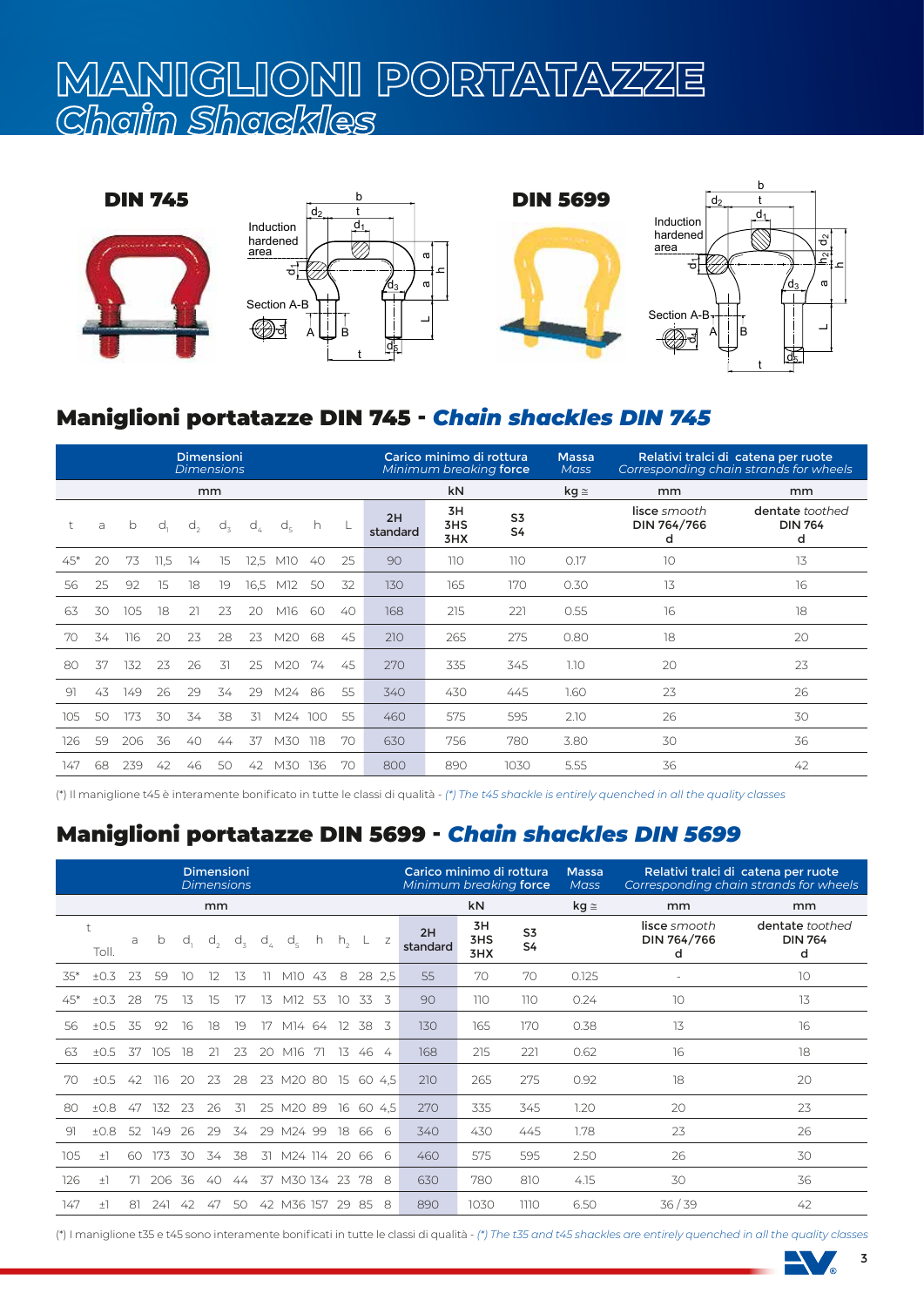# MANIGLIONI PORTATAZZE
## *Chain Shackles*

**DIN 745**

**DIN 5699**

## Maniglioni portatazze DIN 745 - *Chain shackles DIN 745*

| Dimensioni *Dimensions* | | | | | | | | | | Carico minimo di rottura *Minimum breaking* **force** | | | Massa *Mass* | Relativi tralci di catena per ruote *Corresponding chain strands for wheels* | |
|---|---|---|---|---|---|---|---|---|---|---|---|---|---|---|---|
| mm | | | | | | | | | | kN | | | kg ≅ | mm | mm |
| t | a | b | $d_1$ | $d_2$ | $d_3$ | $d_4$ | $d_5$ | h | L | 2H standard | 3H 3HS 3HX | S3 S4 | | lisce *smooth* DIN 764/766 d | dentate *toothed* DIN 764 d |
| 45* | 20 | 73 | 11,5 | 14 | 15 | 12,5 | M10 | 40 | 25 | 90 | 110 | 110 | 0.17 | 10 | 13 |
| 56 | 25 | 92 | 15 | 18 | 19 | 16,5 | M12 | 50 | 32 | 130 | 165 | 170 | 0.30 | 13 | 16 |
| 63 | 30 | 105 | 18 | 21 | 23 | 20 | M16 | 60 | 40 | 168 | 215 | 221 | 0.55 | 16 | 18 |
| 70 | 34 | 116 | 20 | 23 | 28 | 23 | M20 | 68 | 45 | 210 | 265 | 275 | 0.80 | 18 | 20 |
| 80 | 37 | 132 | 23 | 26 | 31 | 25 | M20 | 74 | 45 | 270 | 335 | 345 | 1.10 | 20 | 23 |
| 91 | 43 | 149 | 26 | 29 | 34 | 29 | M24 | 86 | 55 | 340 | 430 | 445 | 1.60 | 23 | 26 |
| 105 | 50 | 173 | 30 | 34 | 38 | 31 | M24 | 100 | 55 | 460 | 575 | 595 | 2.10 | 26 | 30 |
| 126 | 59 | 206 | 36 | 40 | 44 | 37 | M30 | 118 | 70 | 630 | 756 | 780 | 3.80 | 30 | 36 |
| 147 | 68 | 239 | 42 | 46 | 50 | 42 | M30 | 136 | 70 | 800 | 890 | 1030 | 5.55 | 36 | 42 |

(*) Il maniglione t45 è interamente bonificato in tutte le classi di qualità - *(*) The t45 shackle is entirely quenched in all the quality classes*

## Maniglioni portatazze DIN 5699 - *Chain shackles DIN 5699*

| Dimensioni *Dimensions* | | | | | | | | | | | | | | Carico minimo di rottura *Minimum breaking* **force** | | | Massa *Mass* | Relativi tralci di catena per ruote *Corresponding chain strands for wheels* | |
|---|---|---|---|---|---|---|---|---|---|---|---|---|---|---|---|---|---|---|---|
| mm | | | | | | | | | | | | | | kN | | | kg ≅ | mm | mm |
| t | Toll. | a | b | $d_1$ | $d_2$ | $d_3$ | $d_4$ | $d_5$ | h | $h_2$ | L | z | | 2H standard | 3H 3HS 3HX | S3 S4 | | lisce *smooth* DIN 764/766 d | dentate *toothed* DIN 764 d |
| 35* | ±0.3 | 23 | 59 | 10 | 12 | 13 | 11 | M10 | 43 | 8 | 28 | 2,5 | | 55 | 70 | 70 | 0.125 | - | 10 |
| 45* | ±0.3 | 28 | 75 | 13 | 15 | 17 | 13 | M12 | 53 | 10 | 33 | 3 | | 90 | 110 | 110 | 0.24 | 10 | 13 |
| 56 | ±0.5 | 35 | 92 | 16 | 18 | 19 | 17 | M14 | 64 | 12 | 38 | 3 | | 130 | 165 | 170 | 0.38 | 13 | 16 |
| 63 | ±0.5 | 37 | 105 | 18 | 21 | 23 | 20 | M16 | 71 | 13 | 46 | 4 | | 168 | 215 | 221 | 0.62 | 16 | 18 |
| 70 | ±0.5 | 42 | 116 | 20 | 23 | 28 | 23 | M20 | 80 | 15 | 60 | 4,5 | | 210 | 265 | 275 | 0.92 | 18 | 20 |
| 80 | ±0.8 | 47 | 132 | 23 | 26 | 31 | 25 | M20 | 89 | 16 | 60 | 4,5 | | 270 | 335 | 345 | 1.20 | 20 | 23 |
| 91 | ±0.8 | 52 | 149 | 26 | 29 | 34 | 29 | M24 | 99 | 18 | 66 | 6 | | 340 | 430 | 445 | 1.78 | 23 | 26 |
| 105 | ±1 | 60 | 173 | 30 | 34 | 38 | 31 | M24 | 114 | 20 | 66 | 6 | | 460 | 575 | 595 | 2.50 | 26 | 30 |
| 126 | ±1 | 71 | 206 | 36 | 40 | 44 | 37 | M30 | 134 | 23 | 78 | 8 | | 630 | 780 | 810 | 4.15 | 30 | 36 |
| 147 | ±1 | 81 | 241 | 42 | 47 | 50 | 42 | M36 | 157 | 29 | 85 | 8 | | 890 | 1030 | 1110 | 6.50 | 36 / 39 | 42 |

(*) I maniglione t35 e t45 sono interamente bonificati in tutte le classi di qualità - *(*) The t35 and t45 shackles are entirely quenched in all the quality classes*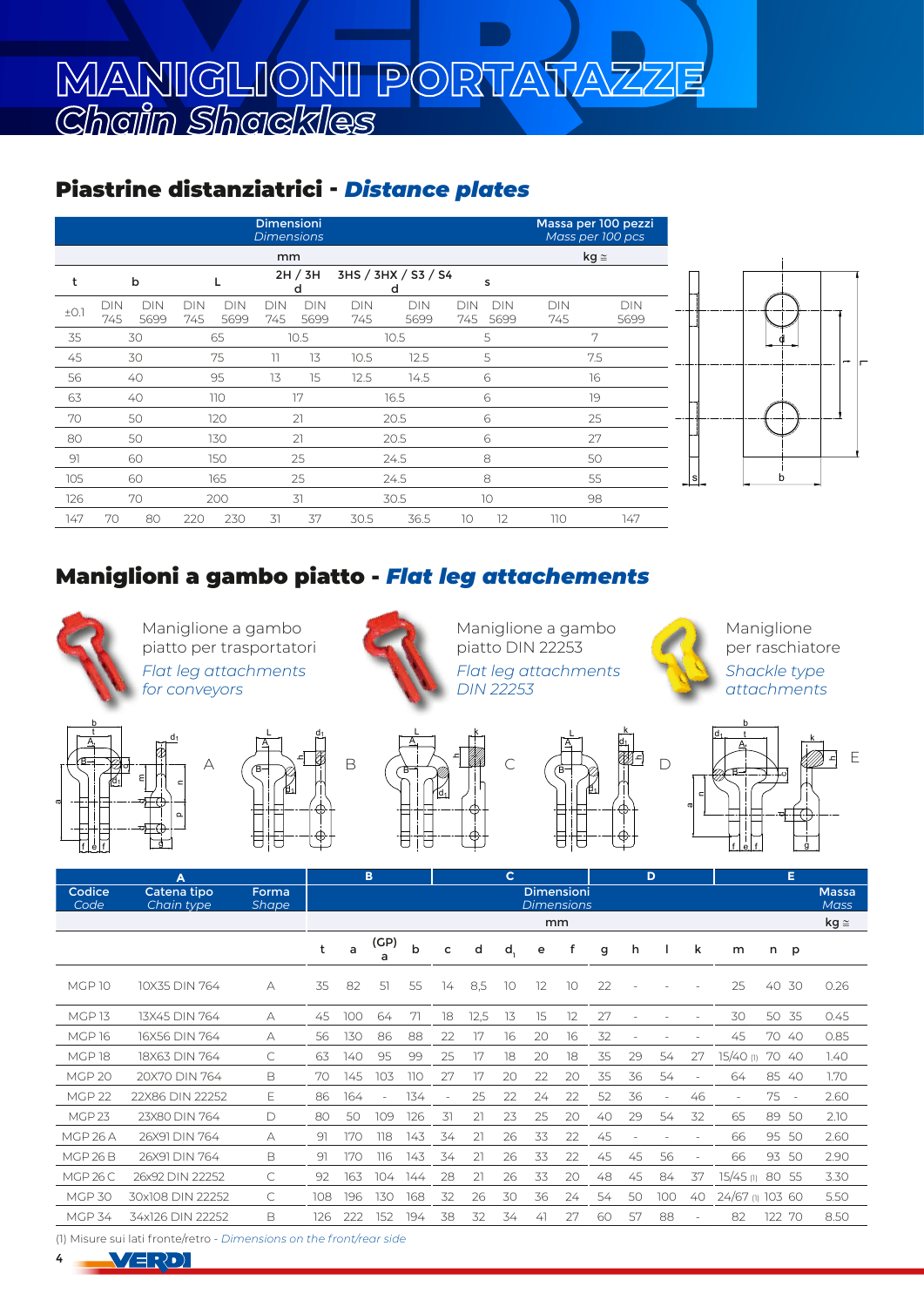# MANIGLIONI PORTATAZZE

*Chain Shackles*

## Piastrine distanziatrici - *Distance plates*

| t | b | | L | | d 2H / 3H | | d 3HS / 3HX / S3 / S4 | | s | | Massa per 100 pezzi *Mass per 100 pcs* kg ≅ | |
|---|---|---|---|---|---|---|---|---|---|---|---|---|
| ±0.1 | DIN 745 | DIN 5699 | DIN 745 | DIN 5699 | DIN 745 | DIN 5699 | DIN 745 | DIN 5699 | DIN 745 | DIN 5699 | DIN 745 | DIN 5699 |
| 35 | 30 | | 65 | | 10.5 | | 10.5 | | 5 | | 7 | |
| 45 | 30 | | 75 | | 11 | 13 | 10.5 | 12.5 | 5 | | 7.5 | |
| 56 | 40 | | 95 | | 13 | 15 | 12.5 | 14.5 | 6 | | 16 | |
| 63 | 40 | | 110 | | 17 | | 16.5 | | 6 | | 19 | |
| 70 | 50 | | 120 | | 21 | | 20.5 | | 6 | | 25 | |
| 80 | 50 | | 130 | | 21 | | 20.5 | | 6 | | 27 | |
| 91 | 60 | | 150 | | 25 | | 24.5 | | 8 | | 50 | |
| 105 | 60 | | 165 | | 25 | | 24.5 | | 8 | | 55 | |
| 126 | 70 | | 200 | | 31 | | 30.5 | | 10 | | 98 | |
| 147 | 70 | 80 | 220 | 230 | 31 | 37 | 30.5 | 36.5 | 10 | 12 | 110 | 147 |

Dimensioni / *Dimensions* (mm)

## Maniglioni a gambo piatto - *Flat leg attachements*

Maniglione a gambo piatto per trasportatori
*Flat leg attachments for conveyors*

Maniglione a gambo piatto DIN 22253
*Flat leg attachments DIN 22253*

Maniglione per raschiatore
*Shackle type attachments*

| Codice *Code* | Catena tipo *Chain type* | Forma *Shape* | t | a | (GP) a | b | c | d | $d_1$ | e | f | g | h | l | k | m | n | p | Massa *Mass* kg ≅ |
|---|---|---|---|---|---|---|---|---|---|---|---|---|---|---|---|---|---|---|---|
| MGP 10 | 10X35 DIN 764 | A | 35 | 82 | 51 | 55 | 14 | 8,5 | 10 | 12 | 10 | 22 | - | - | - | 25 | 40 | 30 | 0.26 |
| MGP 13 | 13X45 DIN 764 | A | 45 | 100 | 64 | 71 | 18 | 12,5 | 13 | 15 | 12 | 27 | - | - | - | 30 | 50 | 35 | 0.45 |
| MGP 16 | 16X56 DIN 764 | A | 56 | 130 | 86 | 88 | 22 | 17 | 16 | 20 | 16 | 32 | - | - | - | 45 | 70 | 40 | 0.85 |
| MGP 18 | 18X63 DIN 764 | C | 63 | 140 | 95 | 99 | 25 | 17 | 18 | 20 | 18 | 35 | 29 | 54 | 27 | 15/40 (1) | 70 | 40 | 1.40 |
| MGP 20 | 20X70 DIN 764 | B | 70 | 145 | 103 | 110 | 27 | 17 | 20 | 22 | 20 | 35 | 36 | 54 | - | 64 | 85 | 40 | 1.70 |
| MGP 22 | 22X86 DIN 22252 | E | 86 | 164 | - | 134 | - | 25 | 22 | 24 | 22 | 52 | 36 | - | 46 | - | 75 | - | 2.60 |
| MGP 23 | 23X80 DIN 764 | D | 80 | 50 | 109 | 126 | 31 | 21 | 23 | 25 | 20 | 40 | 29 | 54 | 32 | 65 | 89 | 50 | 2.10 |
| MGP 26 A | 26X91 DIN 764 | A | 91 | 170 | 118 | 143 | 34 | 21 | 26 | 33 | 22 | 45 | - | - | - | 66 | 95 | 50 | 2.60 |
| MGP 26 B | 26X91 DIN 764 | B | 91 | 170 | 116 | 143 | 34 | 21 | 26 | 33 | 22 | 45 | 45 | 56 | - | 66 | 93 | 50 | 2.90 |
| MGP 26 C | 26x92 DIN 22252 | C | 92 | 163 | 104 | 144 | 28 | 21 | 26 | 33 | 20 | 48 | 45 | 84 | 37 | 15/45 (1) | 80 | 55 | 3.30 |
| MGP 30 | 30x108 DIN 22252 | C | 108 | 196 | 130 | 168 | 32 | 26 | 30 | 36 | 24 | 54 | 50 | 100 | 40 | 24/67 (1) | 103 | 60 | 5.50 |
| MGP 34 | 34x126 DIN 22252 | B | 126 | 222 | 152 | 194 | 38 | 32 | 34 | 41 | 27 | 60 | 57 | 88 | - | 82 | 122 | 70 | 8.50 |

Dimensioni / *Dimensions* (mm)

(1) Misure sui lati fronte/retro - *Dimensions on the front/rear side*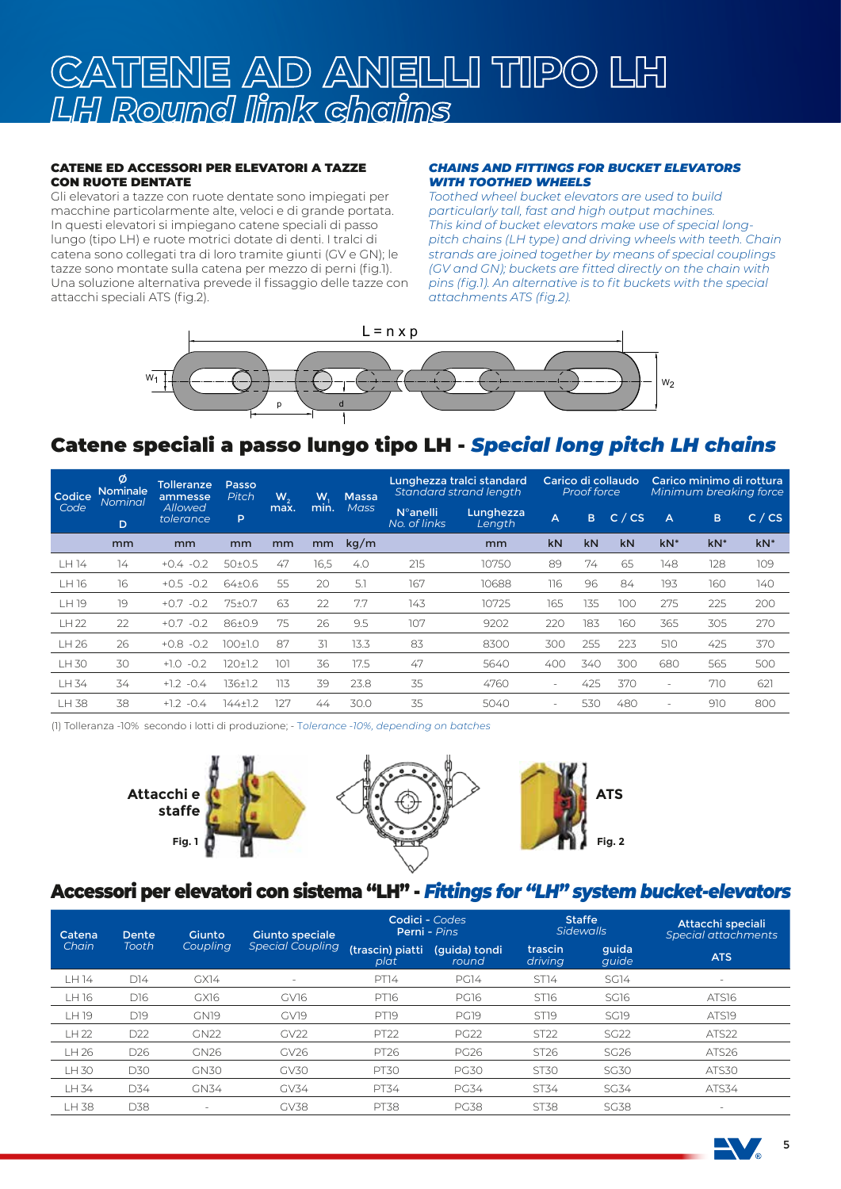# CATENE AD ANELLI TIPO LH

# *LH Round link chains*

**CATENE ED ACCESSORI PER ELEVATORI A TAZZE CON RUOTE DENTATE**

Gli elevatori a tazze con ruote dentate sono impiegati per macchine particolarmente alte, veloci e di grande portata. In questi elevatori si impiegano catene speciali di passo lungo (tipo LH) e ruote motrici dotate di denti. I tralci di catena sono collegati tra di loro tramite giunti (GV e GN); le tazze sono montate sulla catena per mezzo di perni (fig.1). Una soluzione alternativa prevede il fissaggio delle tazze con attacchi speciali ATS (fig.2).

***CHAINS AND FITTINGS FOR BUCKET ELEVATORS WITH TOOTHED WHEELS***

*Toothed wheel bucket elevators are used to build particularly tall, fast and high output machines. This kind of bucket elevators make use of special long-pitch chains (LH type) and driving wheels with teeth. Chain strands are joined together by means of special couplings (GV and GN); buckets are fitted directly on the chain with pins (fig.1). An alternative is to fit buckets with the special attachments ATS (fig.2).*

L = n x p

## Catene speciali a passo lungo tipo LH - *Special long pitch LH chains*

| Codice *Code* | Ø Nominale *Nominal* D | Tolleranze ammesse *Allowed tolerance* | Passo *Pitch* P | $W_2$ max. | $W_1$ min. | Massa *Mass* | Lunghezza tralci standard *Standard strand length* | | Carico di collaudo *Proof force* | | | Carico minimo di rottura *Minimum breaking force* | | |
|---|---|---|---|---|---|---|---|---|---|---|---|---|---|---|
| | | | | | | | N°anelli *No. of links* | Lunghezza *Length* | A | B | C / CS | A | B | C / CS |
| | mm | mm | mm | mm | mm | kg/m | | mm | kN | kN | kN | kN* | kN* | kN* |
| LH 14 | 14 | +0.4 -0.2 | 50±0.5 | 47 | 16,5 | 4.0 | 215 | 10750 | 89 | 74 | 65 | 148 | 128 | 109 |
| LH 16 | 16 | +0.5 -0.2 | 64±0.6 | 55 | 20 | 5.1 | 167 | 10688 | 116 | 96 | 84 | 193 | 160 | 140 |
| LH 19 | 19 | +0.7 -0.2 | 75±0.7 | 63 | 22 | 7.7 | 143 | 10725 | 165 | 135 | 100 | 275 | 225 | 200 |
| LH 22 | 22 | +0.7 -0.2 | 86±0.9 | 75 | 26 | 9.5 | 107 | 9202 | 220 | 183 | 160 | 365 | 305 | 270 |
| LH 26 | 26 | +0.8 -0.2 | 100±1.0 | 87 | 31 | 13.3 | 83 | 8300 | 300 | 255 | 223 | 510 | 425 | 370 |
| LH 30 | 30 | +1.0 -0.2 | 120±1.2 | 101 | 36 | 17.5 | 47 | 5640 | 400 | 340 | 300 | 680 | 565 | 500 |
| LH 34 | 34 | +1.2 -0.4 | 136±1.2 | 113 | 39 | 23.8 | 35 | 4760 | - | 425 | 370 | - | 710 | 621 |
| LH 38 | 38 | +1.2 -0.4 | 144±1.2 | 127 | 44 | 30.0 | 35 | 5040 | - | 530 | 480 | - | 910 | 800 |

(1) Tolleranza -10% secondo i lotti di produzione; - *Tolerance -10%, depending on batches*

**Attacchi e staffe**

**Fig. 1**

**ATS**

**Fig. 2**

## Accessori per elevatori con sistema "LH" - *Fittings for "LH" system bucket-elevators*

| Catena *Chain* | Dente *Tooth* | Giunto *Coupling* | Giunto speciale *Special Coupling* | Codici - *Codes* Perni - *Pins* | | Staffe *Sidewalls* | | Attacchi speciali *Special attachments* |
|---|---|---|---|---|---|---|---|---|
| | | | | (trascin) piatti *plat* | (guida) tondi *round* | trascin *driving* | guida *guide* | ATS |
| LH 14 | D14 | GX14 | - | PT14 | PG14 | ST14 | SG14 | - |
| LH 16 | D16 | GX16 | GV16 | PT16 | PG16 | ST16 | SG16 | ATS16 |
| LH 19 | D19 | GN19 | GV19 | PT19 | PG19 | ST19 | SG19 | ATS19 |
| LH 22 | D22 | GN22 | GV22 | PT22 | PG22 | ST22 | SG22 | ATS22 |
| LH 26 | D26 | GN26 | GV26 | PT26 | PG26 | ST26 | SG26 | ATS26 |
| LH 30 | D30 | GN30 | GV30 | PT30 | PG30 | ST30 | SG30 | ATS30 |
| LH 34 | D34 | GN34 | GV34 | PT34 | PG34 | ST34 | SG34 | ATS34 |
| LH 38 | D38 | - | GV38 | PT38 | PG38 | ST38 | SG38 | - |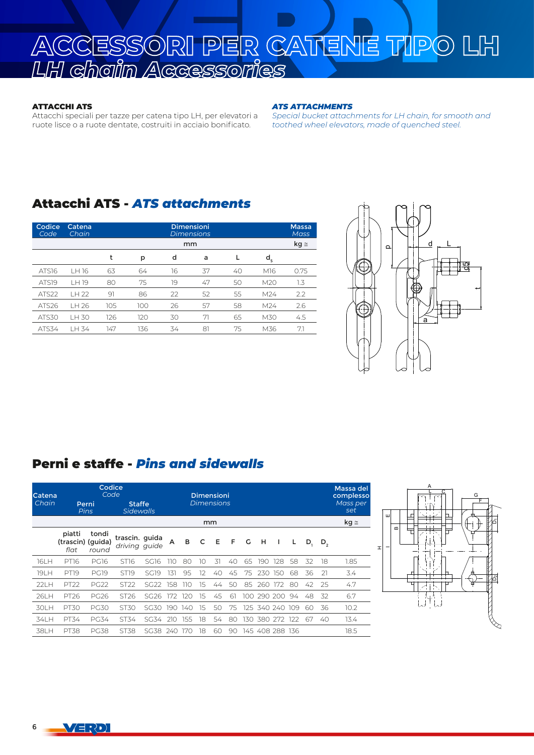# ACCESSORI PER CATENE TIPO LH
## *LH chain Accessories*

**ATTACCHI ATS**
Attacchi speciali per tazze per catena tipo LH, per elevatori a ruote lisce o a ruote dentate, costruiti in acciaio bonificato.

***ATS ATTACHMENTS***
*Special bucket attachments for LH chain, for smooth and toothed wheel elevators, made of quenched steel.*

## Attacchi ATS - *ATS attachments*

| Codice *Code* | Catena *Chain* | Dimensioni *Dimensions* | | | | | | Massa *Mass* |
|---|---|---|---|---|---|---|---|---|
| | | mm | | | | | | kg ≅ |
| | | t | p | d | a | L | $d_s$ | |
| ATS16 | LH 16 | 63 | 64 | 16 | 37 | 40 | M16 | 0.75 |
| ATS19 | LH 19 | 80 | 75 | 19 | 47 | 50 | M20 | 1.3 |
| ATS22 | LH 22 | 91 | 86 | 22 | 52 | 55 | M24 | 2.2 |
| ATS26 | LH 26 | 105 | 100 | 26 | 57 | 58 | M24 | 2.6 |
| ATS30 | LH 30 | 126 | 120 | 30 | 71 | 65 | M30 | 4.5 |
| ATS34 | LH 34 | 147 | 136 | 34 | 81 | 75 | M36 | 7.1 |

## Perni e staffe - *Pins and sidewalls*

| Catena *Chain* | Codice *Code* Perni *Pins* | | Staffe *Sidewalls* | | Dimensioni *Dimensions* | | | | | | | | | | | | Massa del complesso *Mass per set* |
|---|---|---|---|---|---|---|---|---|---|---|---|---|---|---|---|---|---|
| | | | | | mm | | | | | | | | | | | | kg ≅ |
| | piatti (trascin) *flat* | tondi (guida) *round* | trascin. *driving* | guida *guide* | A | B | C | E | F | G | H | I | L | $D_1$ | $D_2$ | | |
| 16LH | PT16 | PG16 | ST16 | SG16 | 110 | 80 | 10 | 31 | 40 | 65 | 190 | 128 | 58 | 32 | 18 | | 1.85 |
| 19LH | PT19 | PG19 | ST19 | SG19 | 131 | 95 | 12 | 40 | 45 | 75 | 230 | 150 | 68 | 36 | 21 | | 3.4 |
| 22LH | PT22 | PG22 | ST22 | SG22 | 158 | 110 | 15 | 44 | 50 | 85 | 260 | 172 | 80 | 42 | 25 | | 4.7 |
| 26LH | PT26 | PG26 | ST26 | SG26 | 172 | 120 | 15 | 45 | 61 | 100 | 290 | 200 | 94 | 48 | 32 | | 6.7 |
| 30LH | PT30 | PG30 | ST30 | SG30 | 190 | 140 | 15 | 50 | 75 | 125 | 340 | 240 | 109 | 60 | 36 | | 10.2 |
| 34LH | PT34 | PG34 | ST34 | SG34 | 210 | 155 | 18 | 54 | 80 | 130 | 380 | 272 | 122 | 67 | 40 | | 13.4 |
| 38LH | PT38 | PG38 | ST38 | SG38 | 240 | 170 | 18 | 60 | 90 | 145 | 408 | 288 | 136 | | | | 18.5 |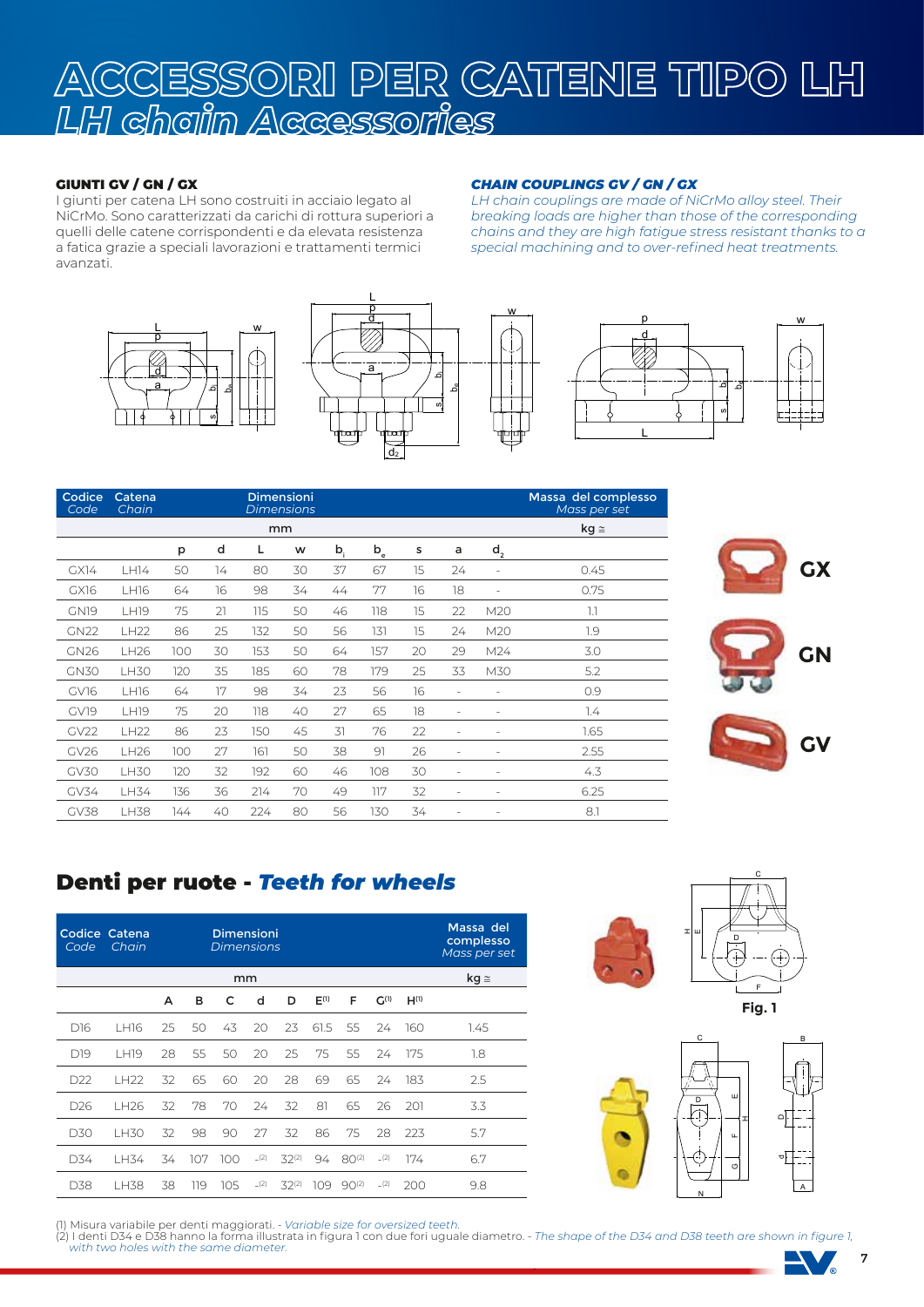# ACCESSORI PER CATENE TIPO LH
## *LH chain Accessories*

**GIUNTI GV / GN / GX**

I giunti per catena LH sono costruiti in acciaio legato al NiCrMo. Sono caratterizzati da carichi di rottura superiori a quelli delle catene corrispondenti e da elevata resistenza a fatica grazie a speciali lavorazioni e trattamenti termici avanzati.

***CHAIN COUPLINGS GV / GN / GX***

*LH chain couplings are made of NiCrMo alloy steel. Their breaking loads are higher than those of the corresponding chains and they are high fatigue stress resistant thanks to a special machining and to over-refined heat treatments.*

| Codice *Code* | Catena *Chain* | Dimensioni *Dimensions* | | | | | | | | | Massa del complesso *Mass per set* |
|---|---|---|---|---|---|---|---|---|---|---|---|
| | | mm | | | | | | | | | kg ≅ |
| | | p | d | L | w | $b_i$ | $b_e$ | s | a | $d_2$ | |
| GX14 | LH14 | 50 | 14 | 80 | 30 | 37 | 67 | 15 | 24 | - | 0.45 |
| GX16 | LH16 | 64 | 16 | 98 | 34 | 44 | 77 | 16 | 18 | - | 0.75 |
| GN19 | LH19 | 75 | 21 | 115 | 50 | 46 | 118 | 15 | 22 | M20 | 1.1 |
| GN22 | LH22 | 86 | 25 | 132 | 50 | 56 | 131 | 15 | 24 | M20 | 1.9 |
| GN26 | LH26 | 100 | 30 | 153 | 50 | 64 | 157 | 20 | 29 | M24 | 3.0 |
| GN30 | LH30 | 120 | 35 | 185 | 60 | 78 | 179 | 25 | 33 | M30 | 5.2 |
| GV16 | LH16 | 64 | 17 | 98 | 34 | 23 | 56 | 16 | - | - | 0.9 |
| GV19 | LH19 | 75 | 20 | 118 | 40 | 27 | 65 | 18 | - | - | 1.4 |
| GV22 | LH22 | 86 | 23 | 150 | 45 | 31 | 76 | 22 | - | - | 1.65 |
| GV26 | LH26 | 100 | 27 | 161 | 50 | 38 | 91 | 26 | - | - | 2.55 |
| GV30 | LH30 | 120 | 32 | 192 | 60 | 46 | 108 | 30 | - | - | 4.3 |
| GV34 | LH34 | 136 | 36 | 214 | 70 | 49 | 117 | 32 | - | - | 6.25 |
| GV38 | LH38 | 144 | 40 | 224 | 80 | 56 | 130 | 34 | - | - | 8.1 |

GX

GN

GV

## Denti per ruote - *Teeth for wheels*

| Codice *Code* | Catena *Chain* | Dimensioni *Dimensions* | | | | | | | | | Massa del complesso *Mass per set* |
|---|---|---|---|---|---|---|---|---|---|---|---|
| | | mm | | | | | | | | | kg ≅ |
| | | A | B | C | d | D | E(1) | F | G(1) | H(1) | |
| D16 | LH16 | 25 | 50 | 43 | 20 | 23 | 61.5 | 55 | 24 | 160 | 1.45 |
| D19 | LH19 | 28 | 55 | 50 | 20 | 25 | 75 | 55 | 24 | 175 | 1.8 |
| D22 | LH22 | 32 | 65 | 60 | 20 | 28 | 69 | 65 | 24 | 183 | 2.5 |
| D26 | LH26 | 32 | 78 | 70 | 24 | 32 | 81 | 65 | 26 | 201 | 3.3 |
| D30 | LH30 | 32 | 98 | 90 | 27 | 32 | 86 | 75 | 28 | 223 | 5.7 |
| D34 | LH34 | 34 | 107 | 100 | -(2) | 32(2) | 94 | 80(2) | -(2) | 174 | 6.7 |
| D38 | LH38 | 38 | 119 | 105 | -(2) | 32(2) | 109 | 90(2) | -(2) | 200 | 9.8 |

Fig. 1

(1) Misura variabile per denti maggiorati. - *Variable size for oversized teeth.*
(2) I denti D34 e D38 hanno la forma illustrata in figura 1 con due fori uguale diametro. - *The shape of the D34 and D38 teeth are shown in figure 1, with two holes with the same diameter.*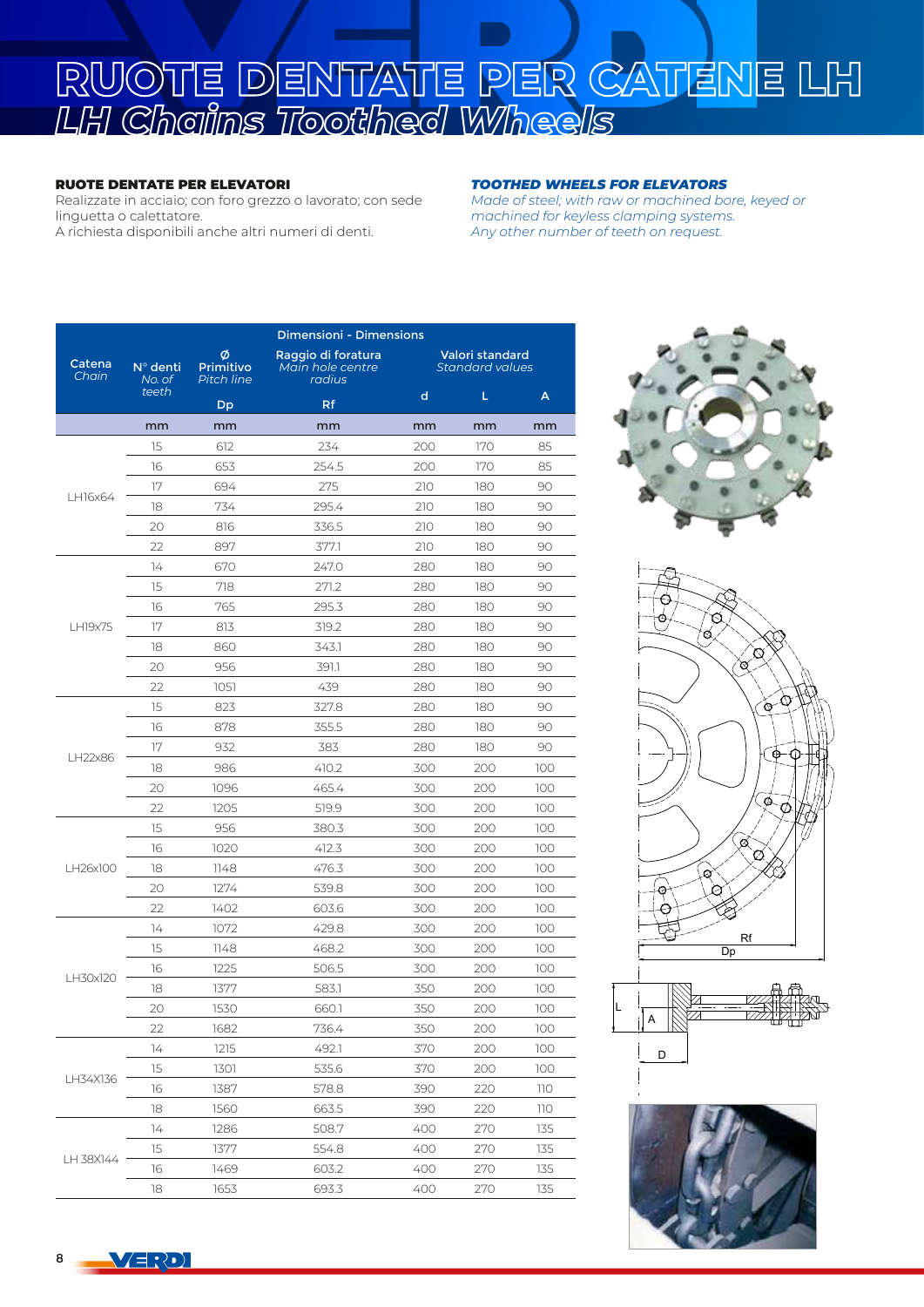# RUOTE DENTATE PER CATENE LH

## *LH Chains Toothed Wheels*

### RUOTE DENTATE PER ELEVATORI

Realizzate in acciaio; con foro grezzo o lavorato; con sede linguetta o calettatore.
A richiesta disponibili anche altri numeri di denti.

### *TOOTHED WHEELS FOR ELEVATORS*

*Made of steel; with raw or machined bore, keyed or machined for keyless clamping systems.*
*Any other number of teeth on request.*

| Catena *Chain* | N° denti *No. of teeth* | Ø Primitivo *Pitch line* Dp | Raggio di foratura *Main hole centre radius* Rf | Valori standard *Standard values* d | L | A |
|---|---|---|---|---|---|---|
| | mm | mm | mm | mm | mm | mm |
| LH16x64 | 15 | 612 | 234 | 200 | 170 | 85 |
| | 16 | 653 | 254.5 | 200 | 170 | 85 |
| | 17 | 694 | 275 | 210 | 180 | 90 |
| | 18 | 734 | 295.4 | 210 | 180 | 90 |
| | 20 | 816 | 336.5 | 210 | 180 | 90 |
| | 22 | 897 | 377.1 | 210 | 180 | 90 |
| LH19x75 | 14 | 670 | 247.0 | 280 | 180 | 90 |
| | 15 | 718 | 271.2 | 280 | 180 | 90 |
| | 16 | 765 | 295.3 | 280 | 180 | 90 |
| | 17 | 813 | 319.2 | 280 | 180 | 90 |
| | 18 | 860 | 343.1 | 280 | 180 | 90 |
| | 20 | 956 | 391.1 | 280 | 180 | 90 |
| | 22 | 1051 | 439 | 280 | 180 | 90 |
| LH22x86 | 15 | 823 | 327.8 | 280 | 180 | 90 |
| | 16 | 878 | 355.5 | 280 | 180 | 90 |
| | 17 | 932 | 383 | 280 | 180 | 90 |
| | 18 | 986 | 410.2 | 300 | 200 | 100 |
| | 20 | 1096 | 465.4 | 300 | 200 | 100 |
| | 22 | 1205 | 519.9 | 300 | 200 | 100 |
| LH26x100 | 15 | 956 | 380.3 | 300 | 200 | 100 |
| | 16 | 1020 | 412.3 | 300 | 200 | 100 |
| | 18 | 1148 | 476.3 | 300 | 200 | 100 |
| | 20 | 1274 | 539.8 | 300 | 200 | 100 |
| | 22 | 1402 | 603.6 | 300 | 200 | 100 |
| LH30x120 | 14 | 1072 | 429.8 | 300 | 200 | 100 |
| | 15 | 1148 | 468.2 | 300 | 200 | 100 |
| | 16 | 1225 | 506.5 | 300 | 200 | 100 |
| | 18 | 1377 | 583.1 | 350 | 200 | 100 |
| | 20 | 1530 | 660.1 | 350 | 200 | 100 |
| | 22 | 1682 | 736.4 | 350 | 200 | 100 |
| LH34X136 | 14 | 1215 | 492.1 | 370 | 200 | 100 |
| | 15 | 1301 | 535.6 | 370 | 200 | 100 |
| | 16 | 1387 | 578.8 | 390 | 220 | 110 |
| | 18 | 1560 | 663.5 | 390 | 220 | 110 |
| LH 38X144 | 14 | 1286 | 508.7 | 400 | 270 | 135 |
| | 15 | 1377 | 554.8 | 400 | 270 | 135 |
| | 16 | 1469 | 603.2 | 400 | 270 | 135 |
| | 18 | 1653 | 693.3 | 400 | 270 | 135 |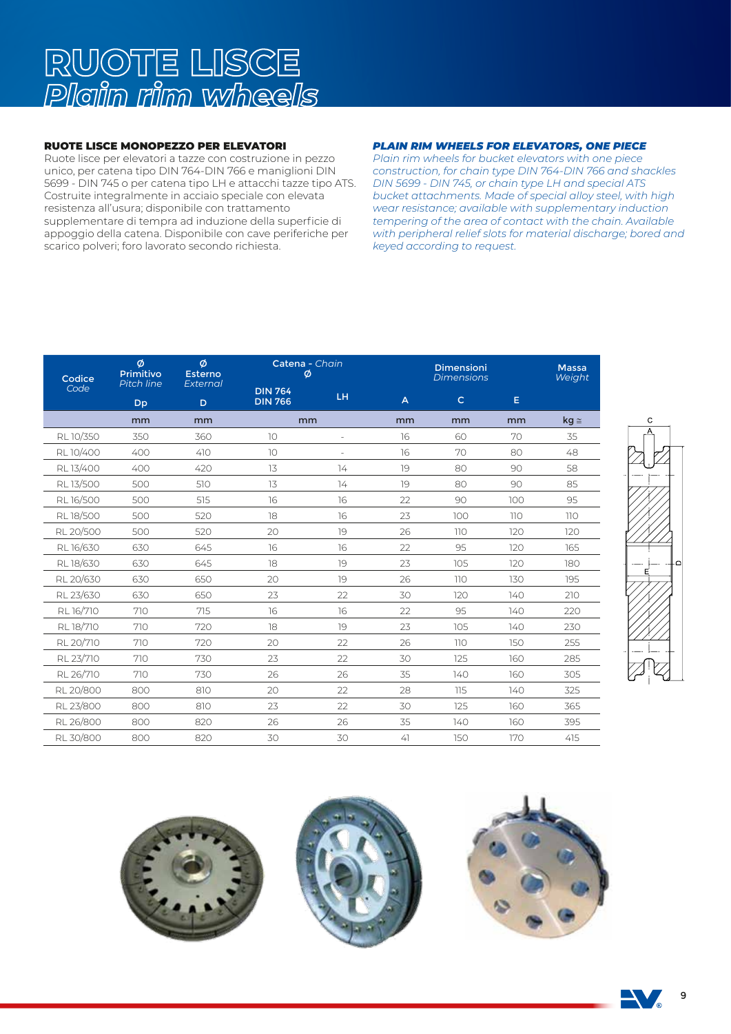# RUOTE LISCE
# *Plain rim wheels*

**RUOTE LISCE MONOPEZZO PER ELEVATORI**

Ruote lisce per elevatori a tazze con costruzione in pezzo unico, per catena tipo DIN 764-DIN 766 e maniglioni DIN 5699 - DIN 745 o per catena tipo LH e attacchi tazze tipo ATS. Costruite integralmente in acciaio speciale con elevata resistenza all'usura; disponibile con trattamento supplementare di tempra ad induzione della superficie di appoggio della catena. Disponibile con cave periferiche per scarico polveri; foro lavorato secondo richiesta.

***PLAIN RIM WHEELS FOR ELEVATORS, ONE PIECE***

*Plain rim wheels for bucket elevators with one piece construction, for chain type DIN 764-DIN 766 and shackles DIN 5699 - DIN 745, or chain type LH and special ATS bucket attachments. Made of special alloy steel, with high wear resistance; available with supplementary induction tempering of the area of contact with the chain. Available with peripheral relief slots for material discharge; bored and keyed according to request.*

| Codice *Code* | Ø Primitivo *Pitch line* Dp | Ø Esterno *External* D | Catena - *Chain* Ø DIN 764 DIN 766 | LH | Dimensioni *Dimensions* A | C | E | Massa *Weight* |
|---|---|---|---|---|---|---|---|---|
| | mm | mm | mm | | mm | mm | mm | kg ≅ |
| RL 10/350 | 350 | 360 | 10 | - | 16 | 60 | 70 | 35 |
| RL 10/400 | 400 | 410 | 10 | - | 16 | 70 | 80 | 48 |
| RL 13/400 | 400 | 420 | 13 | 14 | 19 | 80 | 90 | 58 |
| RL 13/500 | 500 | 510 | 13 | 14 | 19 | 80 | 90 | 85 |
| RL 16/500 | 500 | 515 | 16 | 16 | 22 | 90 | 100 | 95 |
| RL 18/500 | 500 | 520 | 18 | 16 | 23 | 100 | 110 | 110 |
| RL 20/500 | 500 | 520 | 20 | 19 | 26 | 110 | 120 | 120 |
| RL 16/630 | 630 | 645 | 16 | 16 | 22 | 95 | 120 | 165 |
| RL 18/630 | 630 | 645 | 18 | 19 | 23 | 105 | 120 | 180 |
| RL 20/630 | 630 | 650 | 20 | 19 | 26 | 110 | 130 | 195 |
| RL 23/630 | 630 | 650 | 23 | 22 | 30 | 120 | 140 | 210 |
| RL 16/710 | 710 | 715 | 16 | 16 | 22 | 95 | 140 | 220 |
| RL 18/710 | 710 | 720 | 18 | 19 | 23 | 105 | 140 | 230 |
| RL 20/710 | 710 | 720 | 20 | 22 | 26 | 110 | 150 | 255 |
| RL 23/710 | 710 | 730 | 23 | 22 | 30 | 125 | 160 | 285 |
| RL 26/710 | 710 | 730 | 26 | 26 | 35 | 140 | 160 | 305 |
| RL 20/800 | 800 | 810 | 20 | 22 | 28 | 115 | 140 | 325 |
| RL 23/800 | 800 | 810 | 23 | 22 | 30 | 125 | 160 | 365 |
| RL 26/800 | 800 | 820 | 26 | 26 | 35 | 140 | 160 | 395 |
| RL 30/800 | 800 | 820 | 30 | 30 | 41 | 150 | 170 | 415 |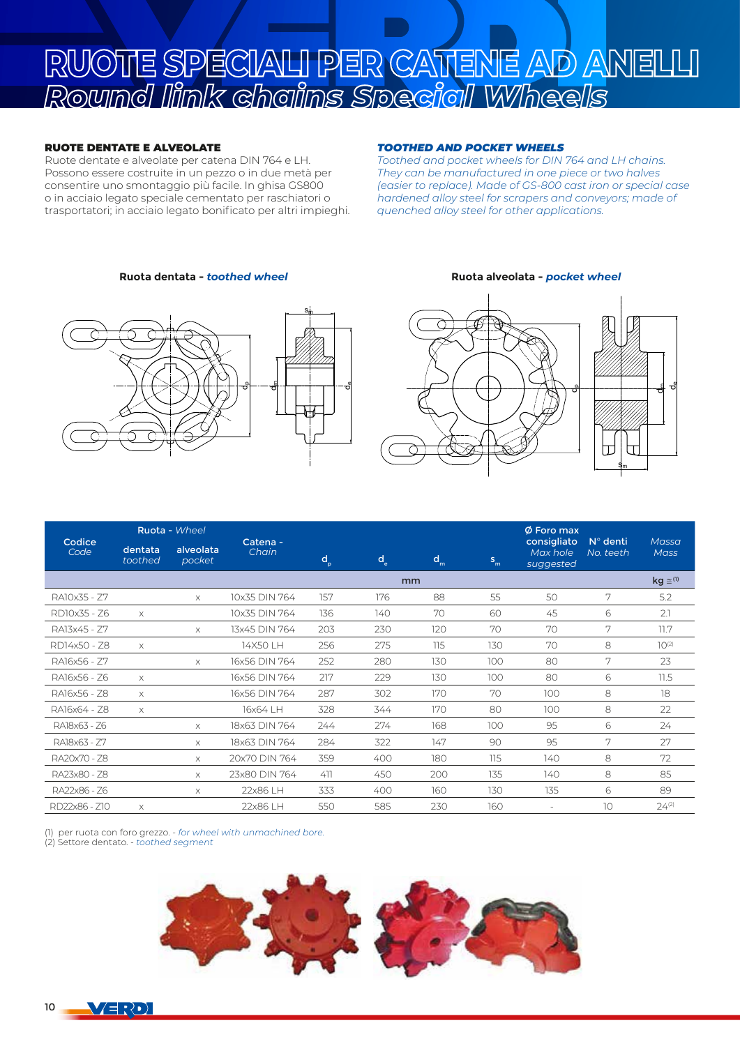# RUOTE SPECIALI PER CATENE AD ANELLI
## *Round link chains Special Wheels*

**RUOTE DENTATE E ALVEOLATE**
Ruote dentate e alveolate per catena DIN 764 e LH. Possono essere costruite in un pezzo o in due metà per consentire uno smontaggio più facile. In ghisa GS800 o in acciaio legato speciale cementato per raschiatori o trasportatori; in acciaio legato bonificato per altri impieghi.

***TOOTHED AND POCKET WHEELS***
*Toothed and pocket wheels for DIN 764 and LH chains. They can be manufactured in one piece or two halves (easier to replace). Made of GS-800 cast iron or special case hardened alloy steel for scrapers and conveyors; made of quenched alloy steel for other applications.*

**Ruota dentata - *toothed wheel***

**Ruota alveolata - *pocket wheel***

| Codice *Code* | Ruota - *Wheel* dentata *toothed* | alveolata *pocket* | Catena - *Chain* | $d_p$ | $d_e$ | $d_m$ | $s_m$ | Ø Foro max consigliato *Max hole suggested* | N° denti *No. teeth* | *Massa Mass* |
|---|---|---|---|---|---|---|---|---|---|---|
| | | | | mm | | | | | | kg ≅[1] |
| RA10x35 - Z7 | | x | 10x35 DIN 764 | 157 | 176 | 88 | 55 | 50 | 7 | 5.2 |
| RD10x35 - Z6 | x | | 10x35 DIN 764 | 136 | 140 | 70 | 60 | 45 | 6 | 2.1 |
| RA13x45 - Z7 | | x | 13x45 DIN 764 | 203 | 230 | 120 | 70 | 70 | 7 | 11.7 |
| RD14x50 - Z8 | x | | 14X50 LH | 256 | 275 | 115 | 130 | 70 | 8 | 10[2] |
| RA16x56 - Z7 | | x | 16x56 DIN 764 | 252 | 280 | 130 | 100 | 80 | 7 | 23 |
| RA16x56 - Z6 | x | | 16x56 DIN 764 | 217 | 229 | 130 | 100 | 80 | 6 | 11.5 |
| RA16x56 - Z8 | x | | 16x56 DIN 764 | 287 | 302 | 170 | 70 | 100 | 8 | 18 |
| RA16x64 - Z8 | x | | 16x64 LH | 328 | 344 | 170 | 80 | 100 | 8 | 22 |
| RA18x63 - Z6 | | x | 18x63 DIN 764 | 244 | 274 | 168 | 100 | 95 | 6 | 24 |
| RA18x63 - Z7 | | x | 18x63 DIN 764 | 284 | 322 | 147 | 90 | 95 | 7 | 27 |
| RA20x70 - Z8 | | x | 20x70 DIN 764 | 359 | 400 | 180 | 115 | 140 | 8 | 72 |
| RA23x80 - Z8 | | x | 23x80 DIN 764 | 411 | 450 | 200 | 135 | 140 | 8 | 85 |
| RA22x86 - Z6 | | x | 22x86 LH | 333 | 400 | 160 | 130 | 135 | 6 | 89 |
| RD22x86 - Z10 | x | | 22x86 LH | 550 | 585 | 230 | 160 | - | 10 | 24[2] |

(1) per ruota con foro grezzo. - *for wheel with unmachined bore.*
(2) Settore dentato. - *toothed segment*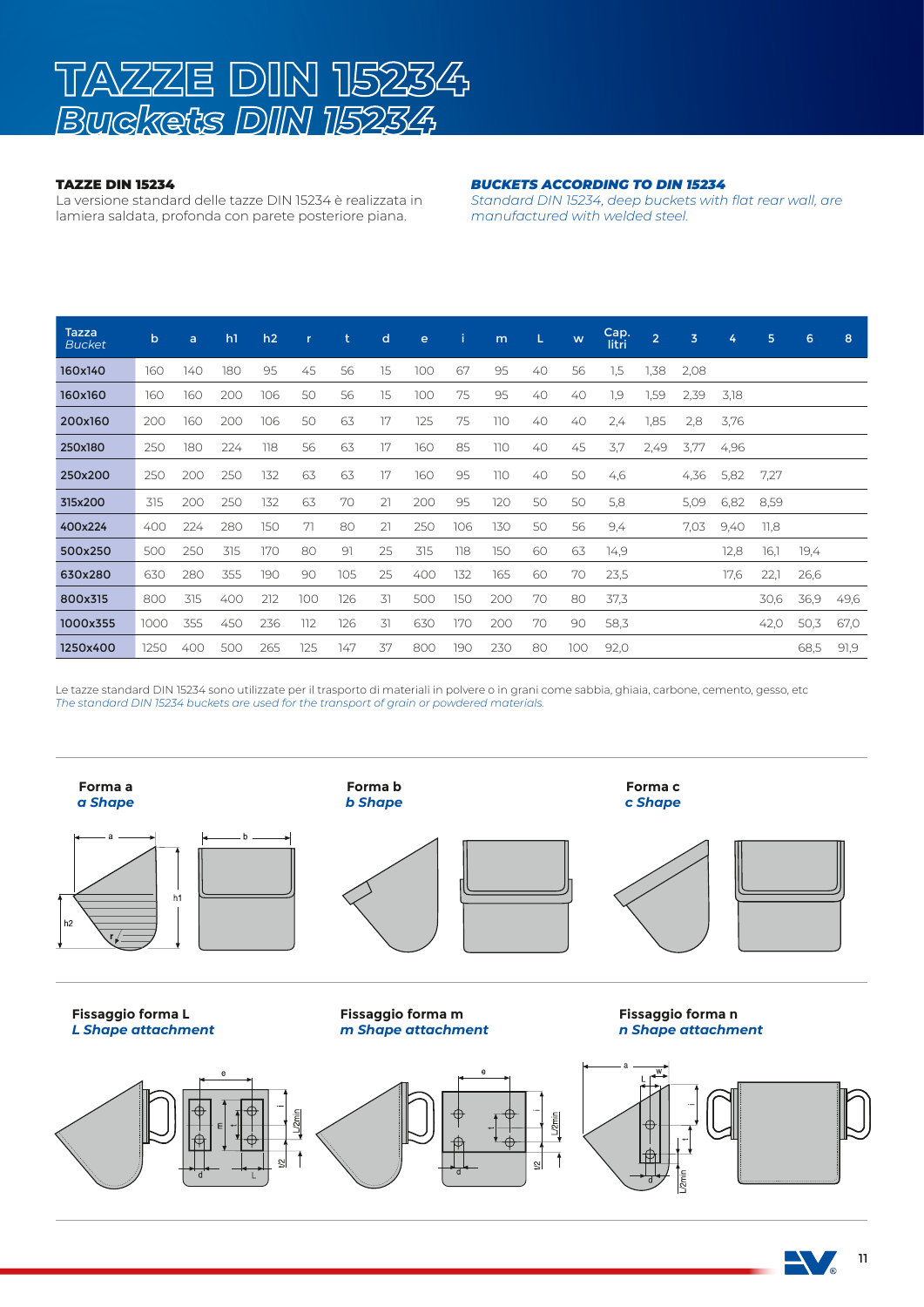# TAZZE DIN 15234
## *Buckets DIN 15234*

**TAZZE DIN 15234**
La versione standard delle tazze DIN 15234 è realizzata in lamiera saldata, profonda con parete posteriore piana.

***BUCKETS ACCORDING TO DIN 15234***
*Standard DIN 15234, deep buckets with flat rear wall, are manufactured with welded steel.*

| Tazza *Bucket* | b | a | h1 | h2 | r | t | d | e | i | m | L | w | Cap. litri | 2 | 3 | 4 | 5 | 6 | 8 |
|---|---|---|---|---|---|---|---|---|---|---|---|---|---|---|---|---|---|---|---|
| **160x140** | 160 | 140 | 180 | 95 | 45 | 56 | 15 | 100 | 67 | 95 | 40 | 56 | 1,5 | 1,38 | 2,08 | | | | |
| **160x160** | 160 | 160 | 200 | 106 | 50 | 56 | 15 | 100 | 75 | 95 | 40 | 40 | 1,9 | 1,59 | 2,39 | 3,18 | | | |
| **200x160** | 200 | 160 | 200 | 106 | 50 | 63 | 17 | 125 | 75 | 110 | 40 | 40 | 2,4 | 1,85 | 2,8 | 3,76 | | | |
| **250x180** | 250 | 180 | 224 | 118 | 56 | 63 | 17 | 160 | 85 | 110 | 40 | 45 | 3,7 | 2,49 | 3,77 | 4,96 | | | |
| **250x200** | 250 | 200 | 250 | 132 | 63 | 63 | 17 | 160 | 95 | 110 | 40 | 50 | 4,6 | | 4,36 | 5,82 | 7,27 | | |
| **315x200** | 315 | 200 | 250 | 132 | 63 | 70 | 21 | 200 | 95 | 120 | 50 | 50 | 5,8 | | 5,09 | 6,82 | 8,59 | | |
| **400x224** | 400 | 224 | 280 | 150 | 71 | 80 | 21 | 250 | 106 | 130 | 50 | 56 | 9,4 | | 7,03 | 9,40 | 11,8 | | |
| **500x250** | 500 | 250 | 315 | 170 | 80 | 91 | 25 | 315 | 118 | 150 | 60 | 63 | 14,9 | | | 12,8 | 16,1 | 19,4 | |
| **630x280** | 630 | 280 | 355 | 190 | 90 | 105 | 25 | 400 | 132 | 165 | 60 | 70 | 23,5 | | | 17,6 | 22,1 | 26,6 | |
| **800x315** | 800 | 315 | 400 | 212 | 100 | 126 | 31 | 500 | 150 | 200 | 70 | 80 | 37,3 | | | | 30,6 | 36,9 | 49,6 |
| **1000x355** | 1000 | 355 | 450 | 236 | 112 | 126 | 31 | 630 | 170 | 200 | 70 | 90 | 58,3 | | | | 42,0 | 50,3 | 67,0 |
| **1250x400** | 1250 | 400 | 500 | 265 | 125 | 147 | 37 | 800 | 190 | 230 | 80 | 100 | 92,0 | | | | | 68,5 | 91,9 |

Le tazze standard DIN 15234 sono utilizzate per il trasporto di materiali in polvere o in grani come sabbia, ghiaia, carbone, cemento, gesso, etc
*The standard DIN 15234 buckets are used for the transport of grain or powdered materials.*

**Forma a**
***a Shape***

**Forma b**
***b Shape***

**Forma c**
***c Shape***

**Fissaggio forma L**
***L Shape attachment***

**Fissaggio forma m**
***m Shape attachment***

**Fissaggio forma n**
***n Shape attachment***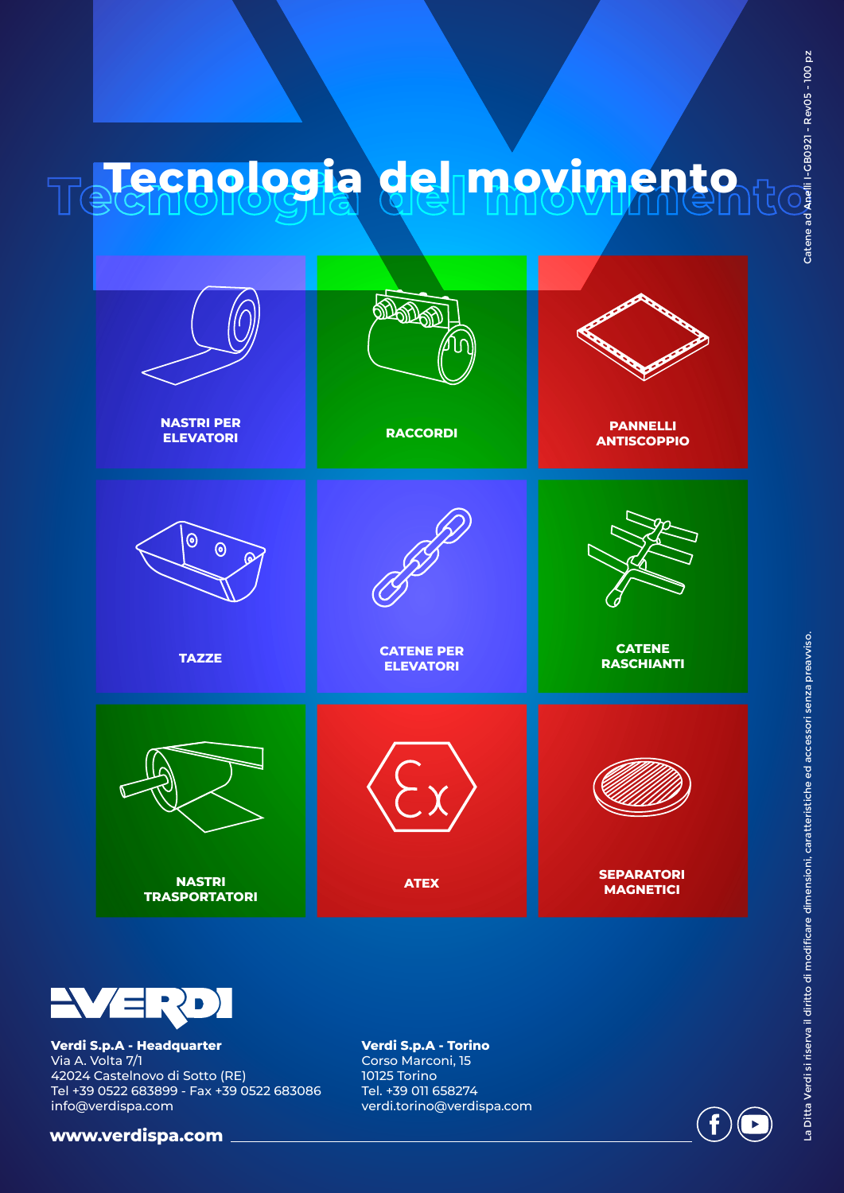# Tecnologia del movimento

NASTRI PER ELEVATORI

RACCORDI

PANNELLI ANTISCOPPIO

TAZZE

CATENE PER ELEVATORI

CATENE RASCHIANTI

NASTRI TRASPORTATORI

ATEX

SEPARATORI MAGNETICI

VERDI

**Verdi S.p.A - Headquarter**
Via A. Volta 7/1
42024 Castelnovo di Sotto (RE)
Tel +39 0522 683899 - Fax +39 0522 683086
info@verdispa.com

**Verdi S.p.A - Torino**
Corso Marconi, 15
10125 Torino
Tel. +39 011 658274
verdi.torino@verdispa.com

**www.verdispa.com**

Catene ad Anelli I-CB0921 - Rev05 - 100 pz

La Ditta Verdi si riserva il diritto di modificare dimensioni, caratteristiche ed accessori senza preavviso.